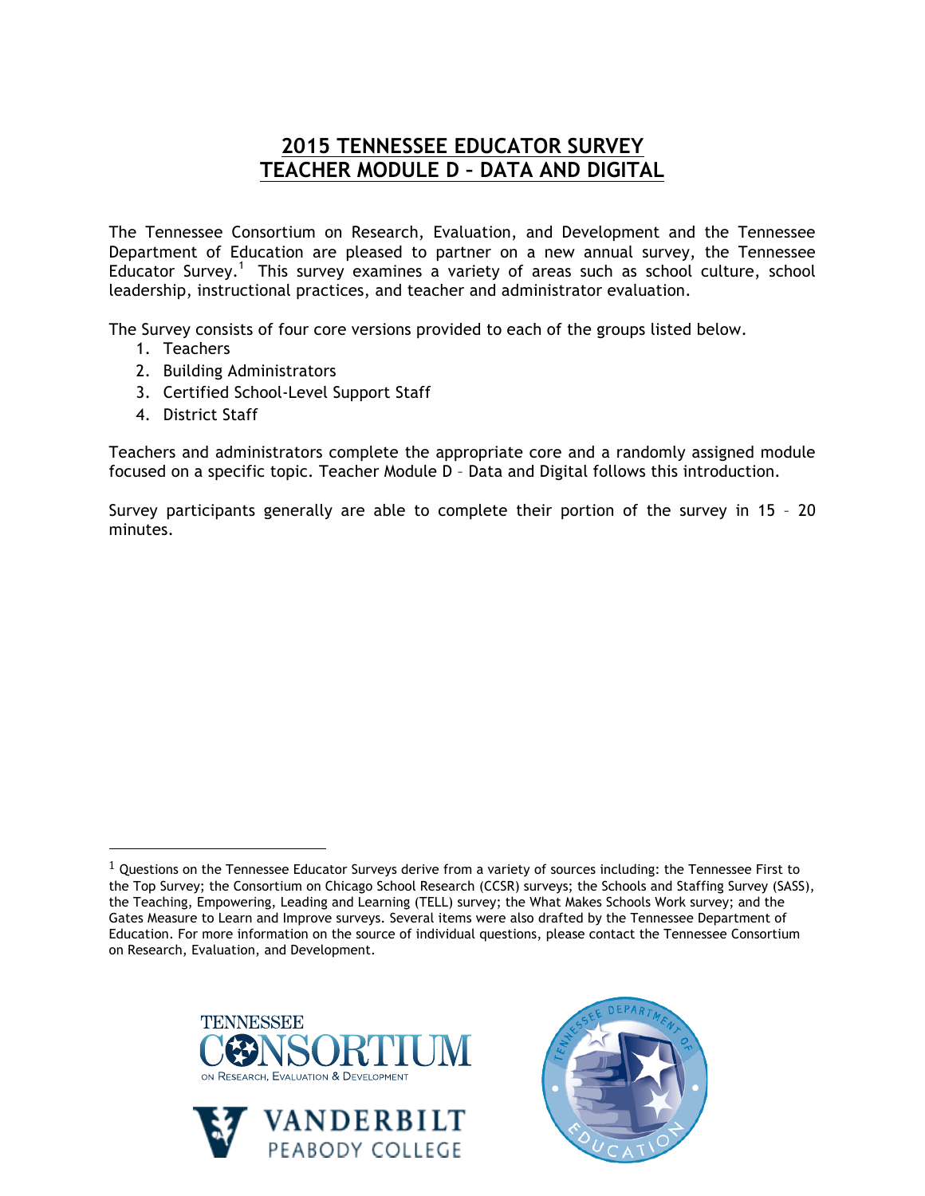# 2015 TENNESSEE EDUCATOR SURVEY
# TEACHER MODULE D – DATA AND DIGITAL

The Tennessee Consortium on Research, Evaluation, and Development and the Tennessee Department of Education are pleased to partner on a new annual survey, the Tennessee Educator Survey.[1] This survey examines a variety of areas such as school culture, school leadership, instructional practices, and teacher and administrator evaluation.

The Survey consists of four core versions provided to each of the groups listed below.

1. Teachers
2. Building Administrators
3. Certified School-Level Support Staff
4. District Staff

Teachers and administrators complete the appropriate core and a randomly assigned module focused on a specific topic. Teacher Module D – Data and Digital follows this introduction.

Survey participants generally are able to complete their portion of the survey in 15 – 20 minutes.

[1] Questions on the Tennessee Educator Surveys derive from a variety of sources including: the Tennessee First to the Top Survey; the Consortium on Chicago School Research (CCSR) surveys; the Schools and Staffing Survey (SASS), the Teaching, Empowering, Leading and Learning (TELL) survey; the What Makes Schools Work survey; and the Gates Measure to Learn and Improve surveys. Several items were also drafted by the Tennessee Department of Education. For more information on the source of individual questions, please contact the Tennessee Consortium on Research, Evaluation, and Development.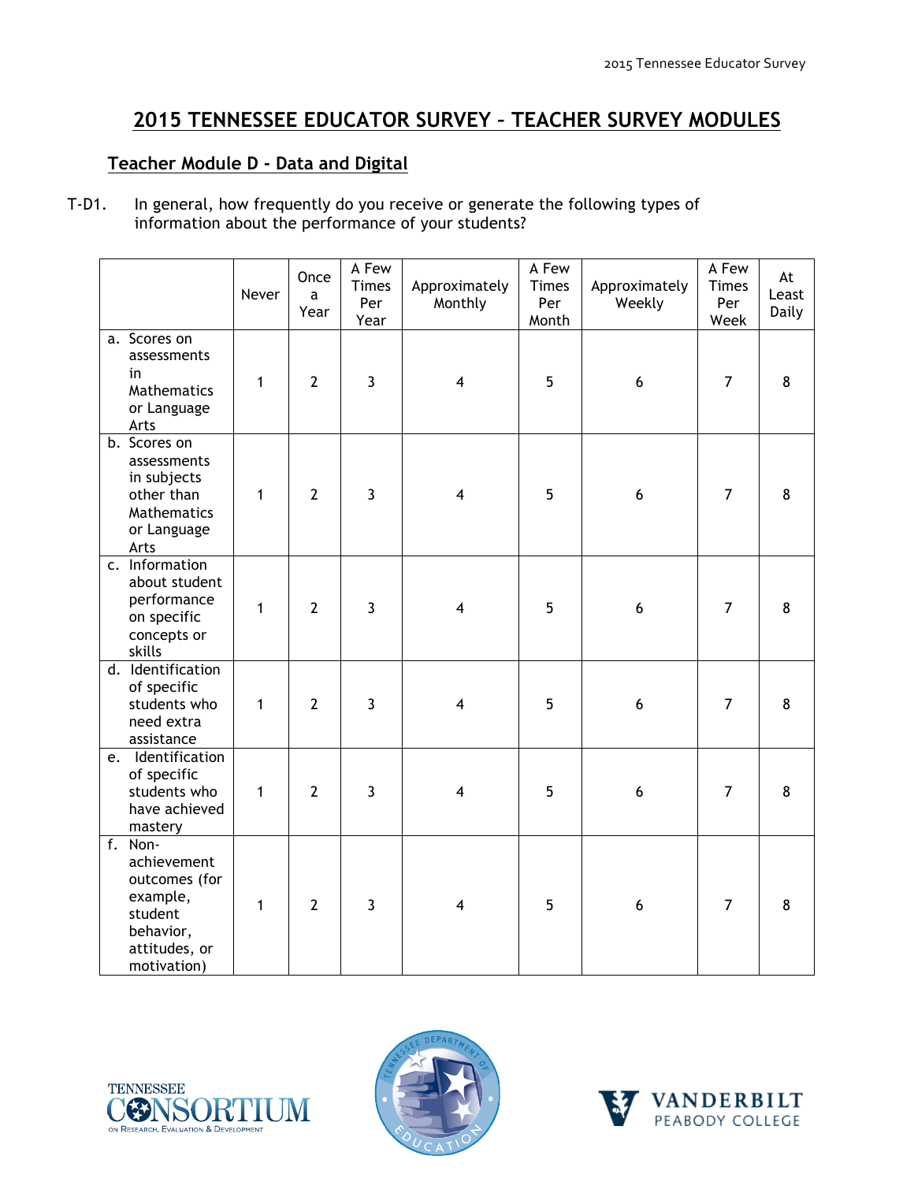## 2015 TENNESSEE EDUCATOR SURVEY – TEACHER SURVEY MODULES

### Teacher Module D - Data and Digital

T-D1. In general, how frequently do you receive or generate the following types of information about the performance of your students?

| | Never | Once a Year | A Few Times Per Year | Approximately Monthly | A Few Times Per Month | Approximately Weekly | A Few Times Per Week | At Least Daily |
|---|---|---|---|---|---|---|---|---|
| a. Scores on assessments in Mathematics or Language Arts | 1 | 2 | 3 | 4 | 5 | 6 | 7 | 8 |
| b. Scores on assessments in subjects other than Mathematics or Language Arts | 1 | 2 | 3 | 4 | 5 | 6 | 7 | 8 |
| c. Information about student performance on specific concepts or skills | 1 | 2 | 3 | 4 | 5 | 6 | 7 | 8 |
| d. Identification of specific students who need extra assistance | 1 | 2 | 3 | 4 | 5 | 6 | 7 | 8 |
| e. Identification of specific students who have achieved mastery | 1 | 2 | 3 | 4 | 5 | 6 | 7 | 8 |
| f. Non-achievement outcomes (for example, student behavior, attitudes, or motivation) | 1 | 2 | 3 | 4 | 5 | 6 | 7 | 8 |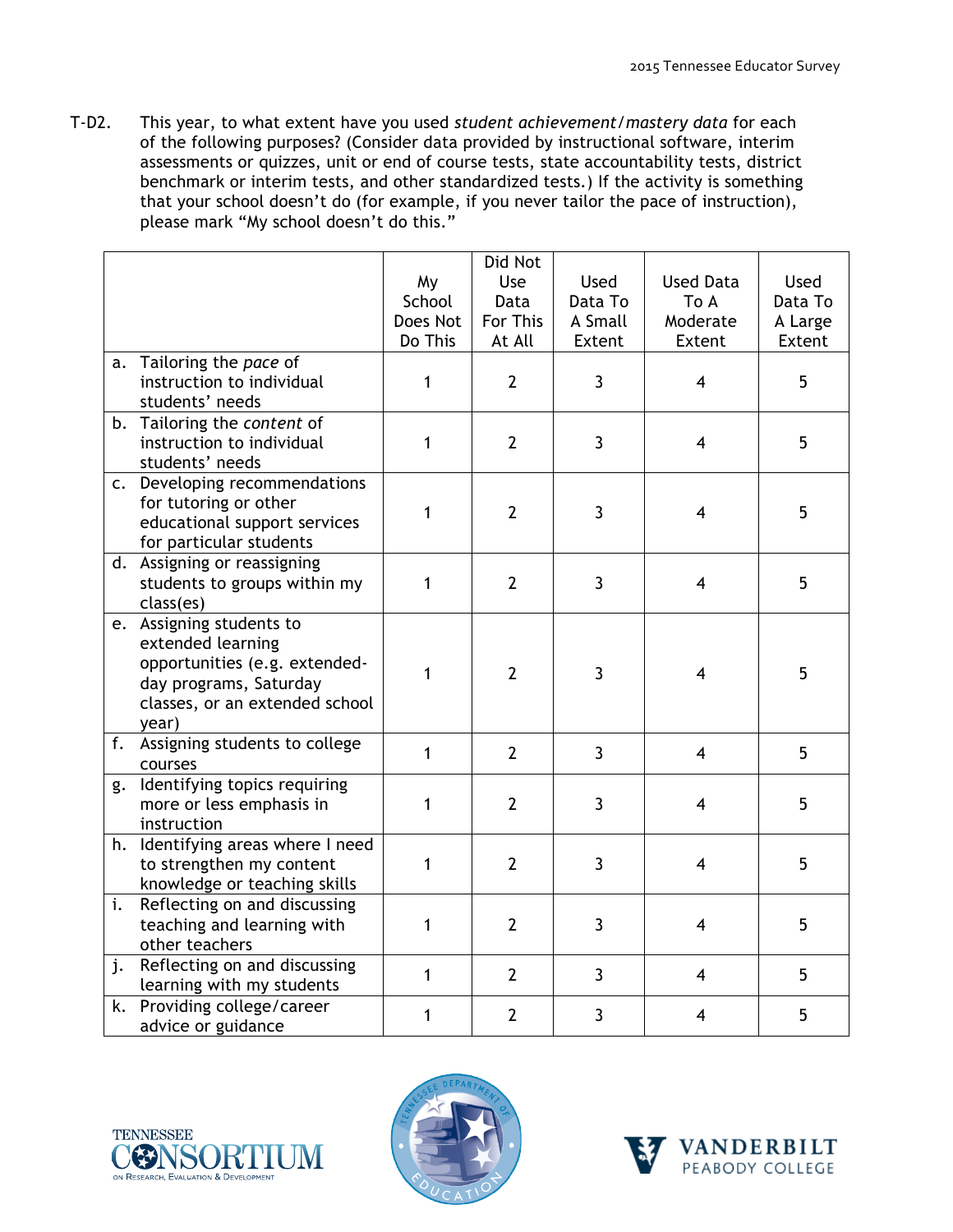T-D2. This year, to what extent have you used *student achievement/mastery data* for each of the following purposes? (Consider data provided by instructional software, interim assessments or quizzes, unit or end of course tests, state accountability tests, district benchmark or interim tests, and other standardized tests.) If the activity is something that your school doesn't do (for example, if you never tailor the pace of instruction), please mark "My school doesn't do this."

| | My School Does Not Do This | Did Not Use Data For This At All | Used Data To A Small Extent | Used Data To A Moderate Extent | Used Data To A Large Extent |
|---|---|---|---|---|---|
| a. Tailoring the *pace* of instruction to individual students' needs | 1 | 2 | 3 | 4 | 5 |
| b. Tailoring the *content* of instruction to individual students' needs | 1 | 2 | 3 | 4 | 5 |
| c. Developing recommendations for tutoring or other educational support services for particular students | 1 | 2 | 3 | 4 | 5 |
| d. Assigning or reassigning students to groups within my class(es) | 1 | 2 | 3 | 4 | 5 |
| e. Assigning students to extended learning opportunities (e.g. extended-day programs, Saturday classes, or an extended school year) | 1 | 2 | 3 | 4 | 5 |
| f. Assigning students to college courses | 1 | 2 | 3 | 4 | 5 |
| g. Identifying topics requiring more or less emphasis in instruction | 1 | 2 | 3 | 4 | 5 |
| h. Identifying areas where I need to strengthen my content knowledge or teaching skills | 1 | 2 | 3 | 4 | 5 |
| i. Reflecting on and discussing teaching and learning with other teachers | 1 | 2 | 3 | 4 | 5 |
| j. Reflecting on and discussing learning with my students | 1 | 2 | 3 | 4 | 5 |
| k. Providing college/career advice or guidance | 1 | 2 | 3 | 4 | 5 |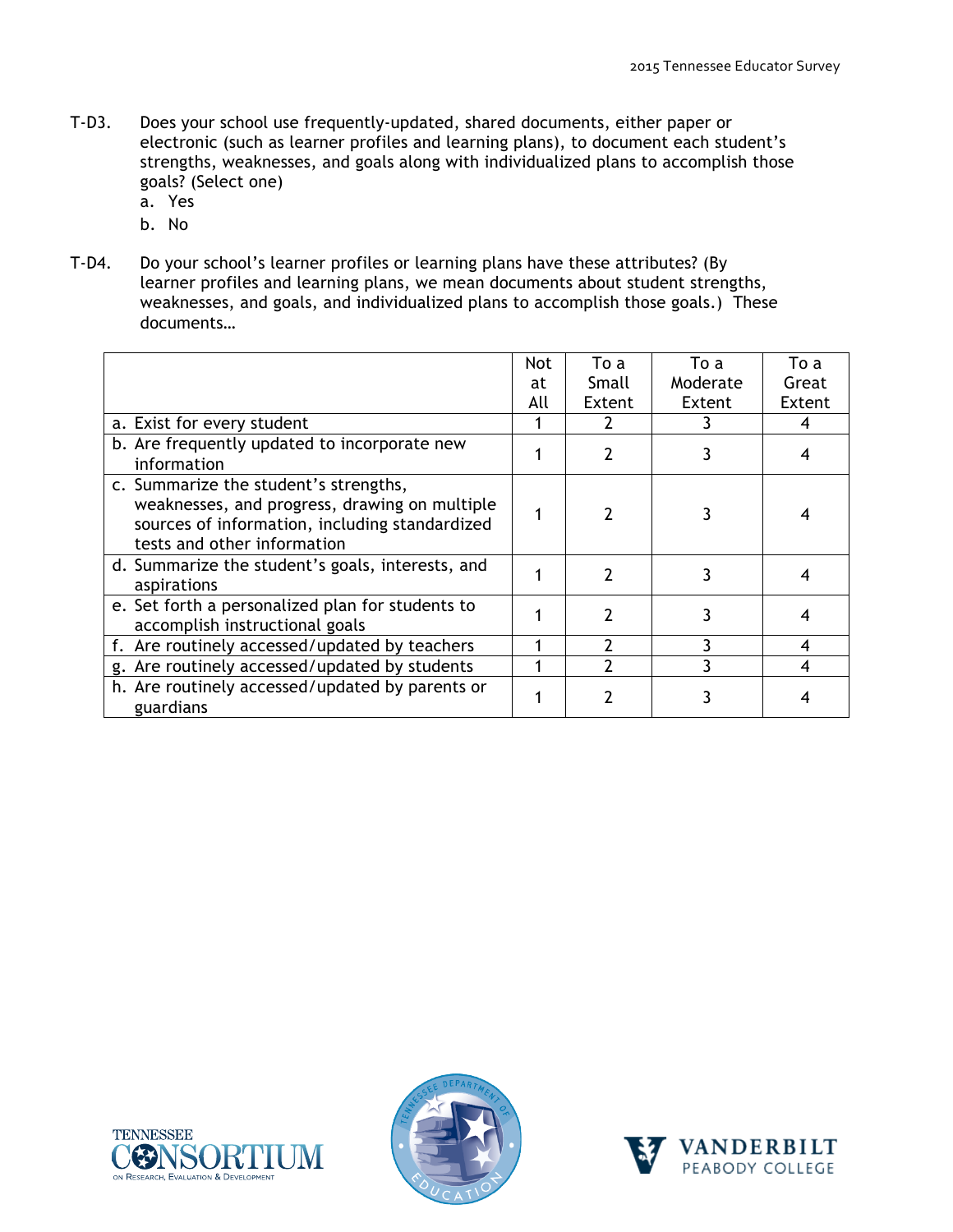T-D3. Does your school use frequently-updated, shared documents, either paper or electronic (such as learner profiles and learning plans), to document each student's strengths, weaknesses, and goals along with individualized plans to accomplish those goals? (Select one)

a. Yes
b. No

T-D4. Do your school's learner profiles or learning plans have these attributes? (By learner profiles and learning plans, we mean documents about student strengths, weaknesses, and goals, and individualized plans to accomplish those goals.) These documents…

| | Not at All | To a Small Extent | To a Moderate Extent | To a Great Extent |
|---|---|---|---|---|
| a. Exist for every student | 1 | 2 | 3 | 4 |
| b. Are frequently updated to incorporate new information | 1 | 2 | 3 | 4 |
| c. Summarize the student's strengths, weaknesses, and progress, drawing on multiple sources of information, including standardized tests and other information | 1 | 2 | 3 | 4 |
| d. Summarize the student's goals, interests, and aspirations | 1 | 2 | 3 | 4 |
| e. Set forth a personalized plan for students to accomplish instructional goals | 1 | 2 | 3 | 4 |
| f. Are routinely accessed/updated by teachers | 1 | 2 | 3 | 4 |
| g. Are routinely accessed/updated by students | 1 | 2 | 3 | 4 |
| h. Are routinely accessed/updated by parents or guardians | 1 | 2 | 3 | 4 |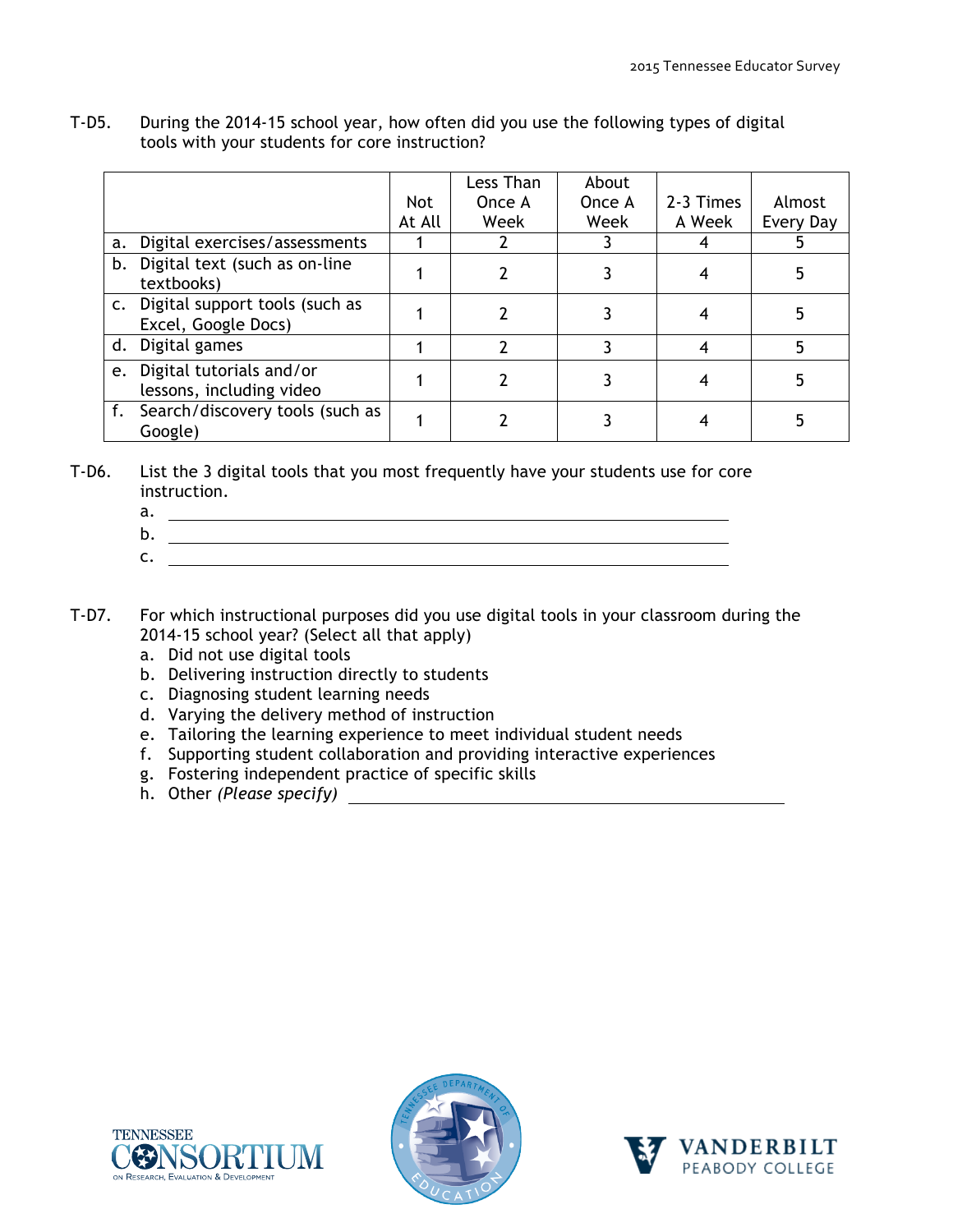T-D5. During the 2014-15 school year, how often did you use the following types of digital tools with your students for core instruction?

| | Not At All | Less Than Once A Week | About Once A Week | 2-3 Times A Week | Almost Every Day |
|---|---|---|---|---|---|
| a. Digital exercises/assessments | 1 | 2 | 3 | 4 | 5 |
| b. Digital text (such as on-line textbooks) | 1 | 2 | 3 | 4 | 5 |
| c. Digital support tools (such as Excel, Google Docs) | 1 | 2 | 3 | 4 | 5 |
| d. Digital games | 1 | 2 | 3 | 4 | 5 |
| e. Digital tutorials and/or lessons, including video | 1 | 2 | 3 | 4 | 5 |
| f. Search/discovery tools (such as Google) | 1 | 2 | 3 | 4 | 5 |

T-D6. List the 3 digital tools that you most frequently have your students use for core instruction.

a. ______________________________

b. ______________________________

c. ______________________________

T-D7. For which instructional purposes did you use digital tools in your classroom during the 2014-15 school year? (Select all that apply)

a. Did not use digital tools
b. Delivering instruction directly to students
c. Diagnosing student learning needs
d. Varying the delivery method of instruction
e. Tailoring the learning experience to meet individual student needs
f. Supporting student collaboration and providing interactive experiences
g. Fostering independent practice of specific skills
h. Other *(Please specify)* ______________________________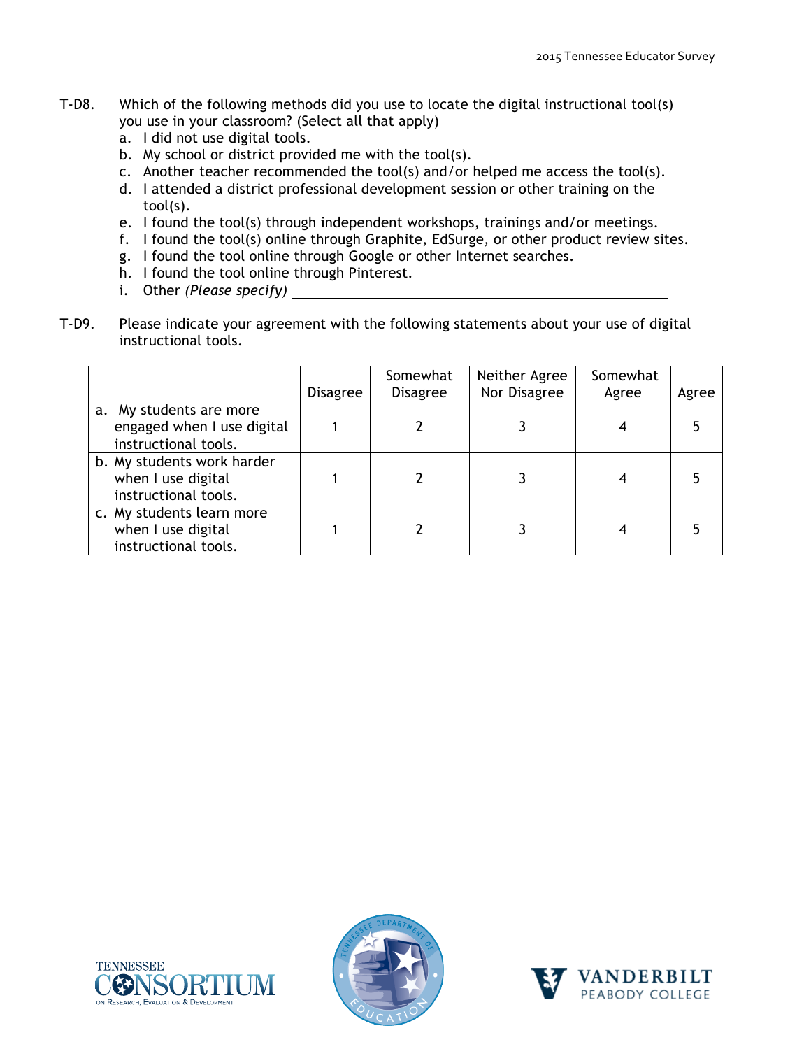T-D8. Which of the following methods did you use to locate the digital instructional tool(s) you use in your classroom? (Select all that apply)

a. I did not use digital tools.
b. My school or district provided me with the tool(s).
c. Another teacher recommended the tool(s) and/or helped me access the tool(s).
d. I attended a district professional development session or other training on the tool(s).
e. I found the tool(s) through independent workshops, trainings and/or meetings.
f. I found the tool(s) online through Graphite, EdSurge, or other product review sites.
g. I found the tool online through Google or other Internet searches.
h. I found the tool online through Pinterest.
i. Other *(Please specify)* ______________________________

T-D9. Please indicate your agreement with the following statements about your use of digital instructional tools.

| | Disagree | Somewhat Disagree | Neither Agree Nor Disagree | Somewhat Agree | Agree |
|---|---|---|---|---|---|
| a. My students are more engaged when I use digital instructional tools. | 1 | 2 | 3 | 4 | 5 |
| b. My students work harder when I use digital instructional tools. | 1 | 2 | 3 | 4 | 5 |
| c. My students learn more when I use digital instructional tools. | 1 | 2 | 3 | 4 | 5 |